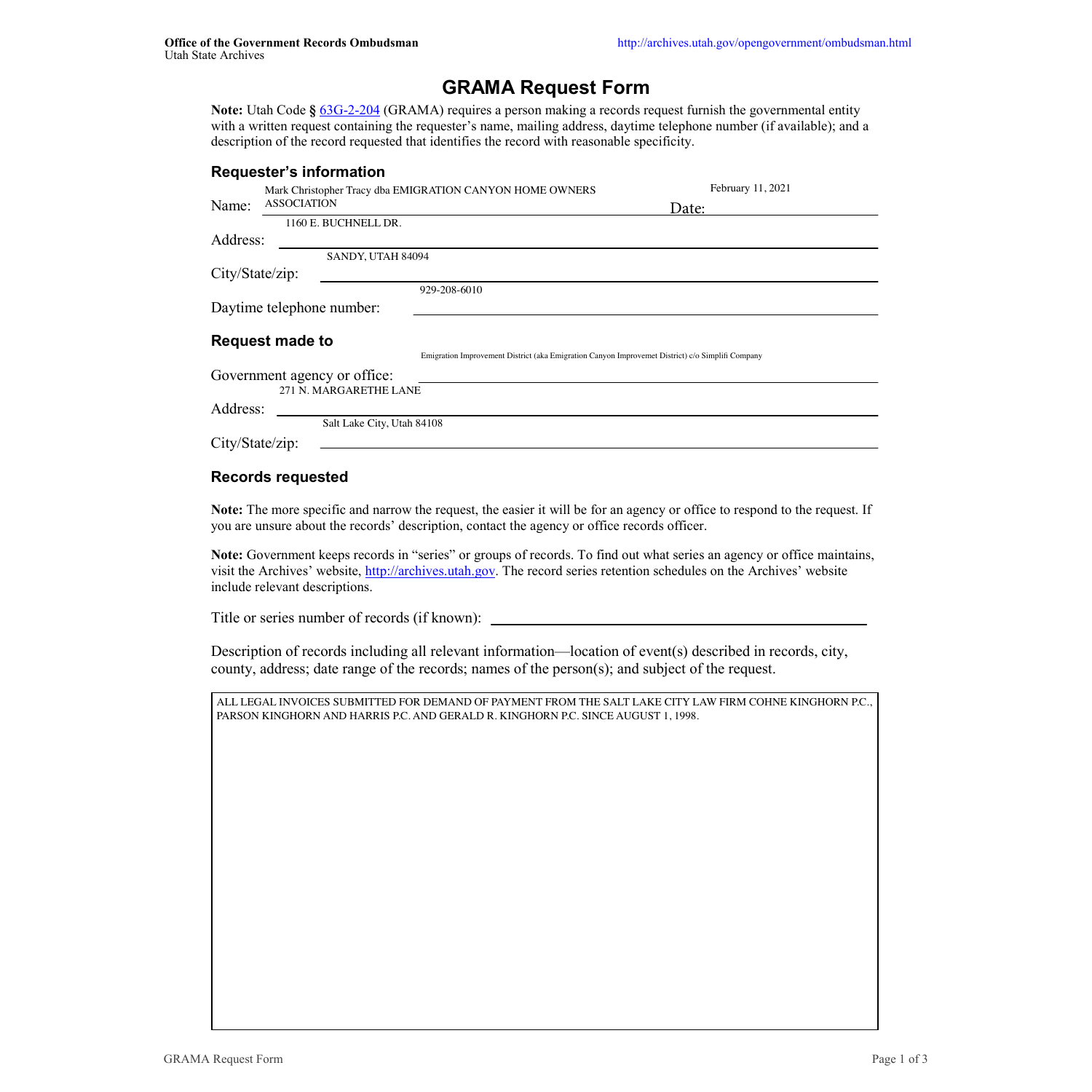Office of the Government Records Ombudsman
Utah State Archives

http://archives.utah.gov/opengovernment/ombudsman.html

# GRAMA Request Form

**Note:** Utah Code **§** 63G-2-204 (GRAMA) requires a person making a records request furnish the governmental entity with a written request containing the requester's name, mailing address, daytime telephone number (if available); and a description of the record requested that identifies the record with reasonable specificity.

## Requester's information

Name: Mark Christopher Tracy dba EMIGRATION CANYON HOME OWNERS ASSOCIATION

Date: February 11, 2021

Address: 1160 E. BUCHNELL DR.

City/State/zip: SANDY, UTAH 84094

Daytime telephone number: 929-208-6010

## Request made to

Government agency or office: Emigration Improvement District (aka Emigration Canyon Improvemet District) c/o Simplifi Company

Address: 271 N. MARGARETHE LANE

City/State/zip: Salt Lake City, Utah 84108

## Records requested

**Note:** The more specific and narrow the request, the easier it will be for an agency or office to respond to the request. If you are unsure about the records' description, contact the agency or office records officer.

**Note:** Government keeps records in "series" or groups of records. To find out what series an agency or office maintains, visit the Archives' website, http://archives.utah.gov. The record series retention schedules on the Archives' website include relevant descriptions.

Title or series number of records (if known):

Description of records including all relevant information—location of event(s) described in records, city, county, address; date range of the records; names of the person(s); and subject of the request.

ALL LEGAL INVOICES SUBMITTED FOR DEMAND OF PAYMENT FROM THE SALT LAKE CITY LAW FIRM COHNE KINGHORN P.C., PARSON KINGHORN AND HARRIS P.C. AND GERALD R. KINGHORN P.C. SINCE AUGUST 1, 1998.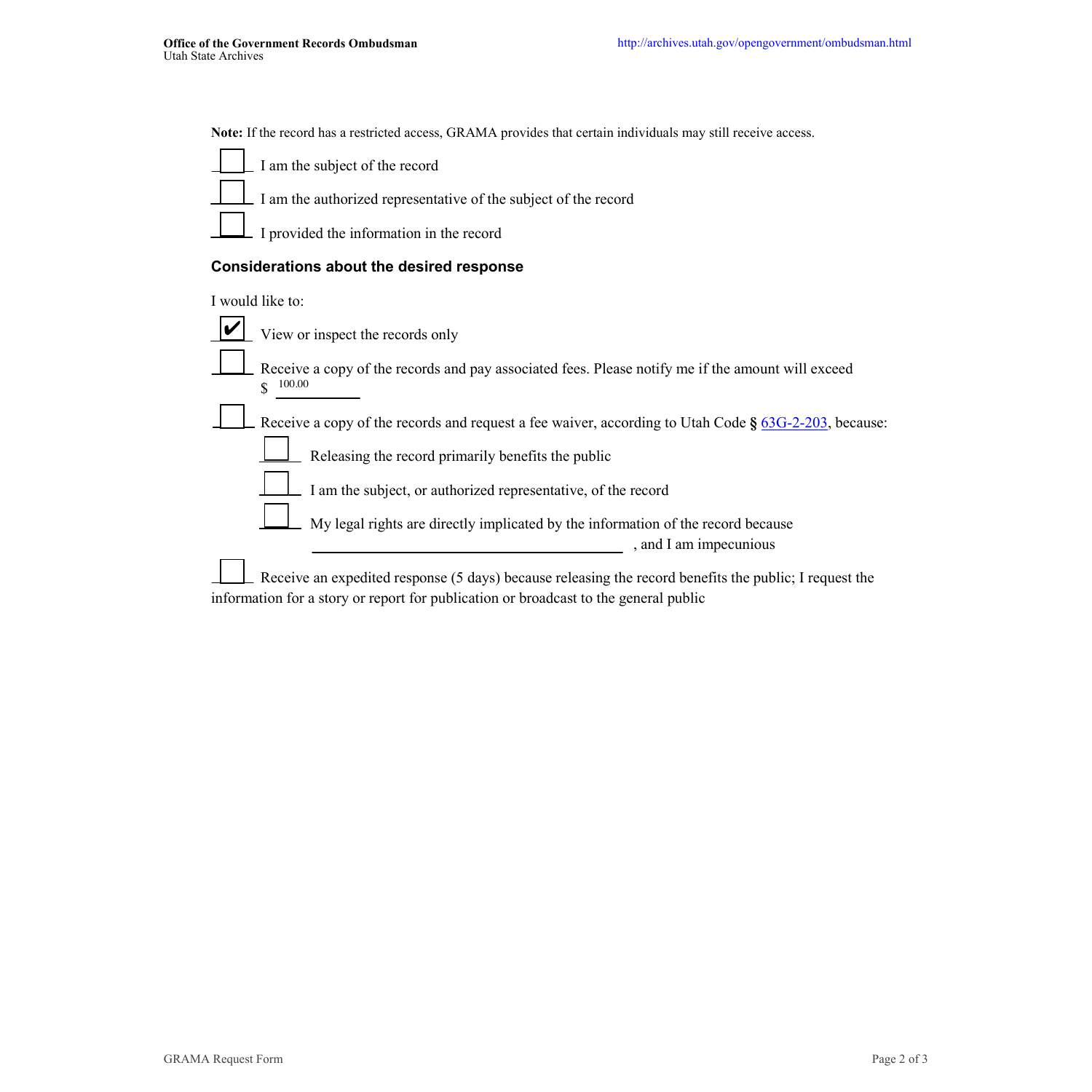**Note:** If the record has a restricted access, GRAMA provides that certain individuals may still receive access.

- [ ] I am the subject of the record
- [ ] I am the authorized representative of the subject of the record
- [ ] I provided the information in the record

## Considerations about the desired response

I would like to:

- [x] View or inspect the records only
- [ ] Receive a copy of the records and pay associated fees. Please notify me if the amount will exceed $ 100.00
- [ ] Receive a copy of the records and request a fee waiver, according to Utah Code **§** 63G-2-203, because:
  - [ ] Releasing the record primarily benefits the public
  - [ ] I am the subject, or authorized representative, of the record
  - [ ] My legal rights are directly implicated by the information of the record because ____________________, and I am impecunious
- [ ] Receive an expedited response (5 days) because releasing the record benefits the public; I request the information for a story or report for publication or broadcast to the general public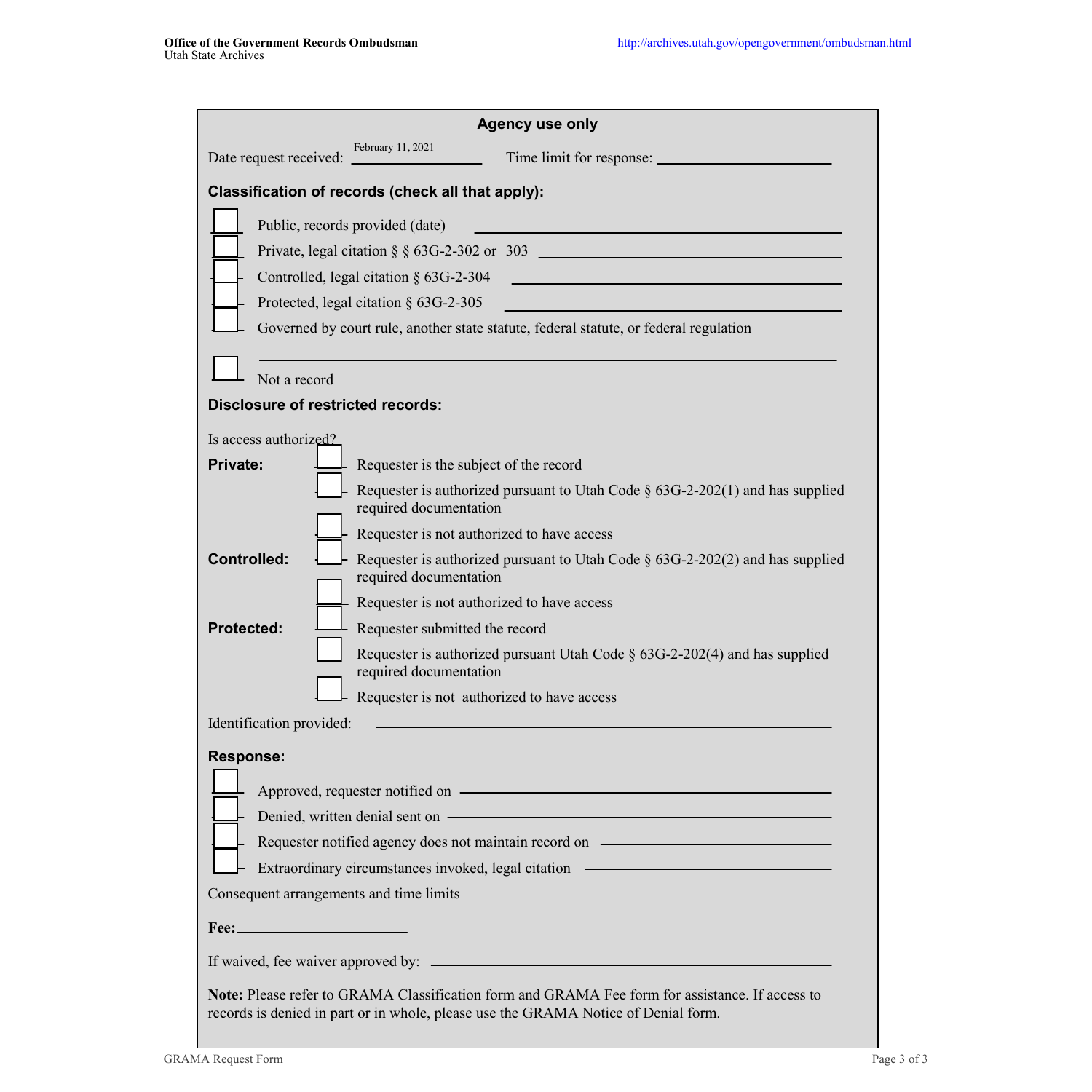## Agency use only

Date request received: February 11, 2021 ____________ Time limit for response: ____________

**Classification of records (check all that apply):**

- ☐ Public, records provided (date) ____________
- ☐ Private, legal citation § § 63G-2-302 or 303 ____________
- ☐ Controlled, legal citation § 63G-2-304 ____________
- ☐ Protected, legal citation § 63G-2-305 ____________
- ☐ Governed by court rule, another state statute, federal statute, or federal regulation ____________
- ☐ Not a record

**Disclosure of restricted records:**

Is access authorized?

**Private:**
- ☐ Requester is the subject of the record
- ☐ Requester is authorized pursuant to Utah Code § 63G-2-202(1) and has supplied required documentation
- ☐ Requester is not authorized to have access

**Controlled:**
- ☐ Requester is authorized pursuant to Utah Code § 63G-2-202(2) and has supplied required documentation
- ☐ Requester is not authorized to have access

**Protected:**
- ☐ Requester submitted the record
- ☐ Requester is authorized pursuant Utah Code § 63G-2-202(4) and has supplied required documentation
- ☐ Requester is not authorized to have access

Identification provided: ____________

**Response:**

- ☐ Approved, requester notified on ____________
- ☐ Denied, written denial sent on ____________
- ☐ Requester notified agency does not maintain record on ____________
- ☐ Extraordinary circumstances invoked, legal citation ____________

Consequent arrangements and time limits ____________

**Fee:** ____________

If waived, fee waiver approved by: ____________

**Note:** Please refer to GRAMA Classification form and GRAMA Fee form for assistance. If access to records is denied in part or in whole, please use the GRAMA Notice of Denial form.